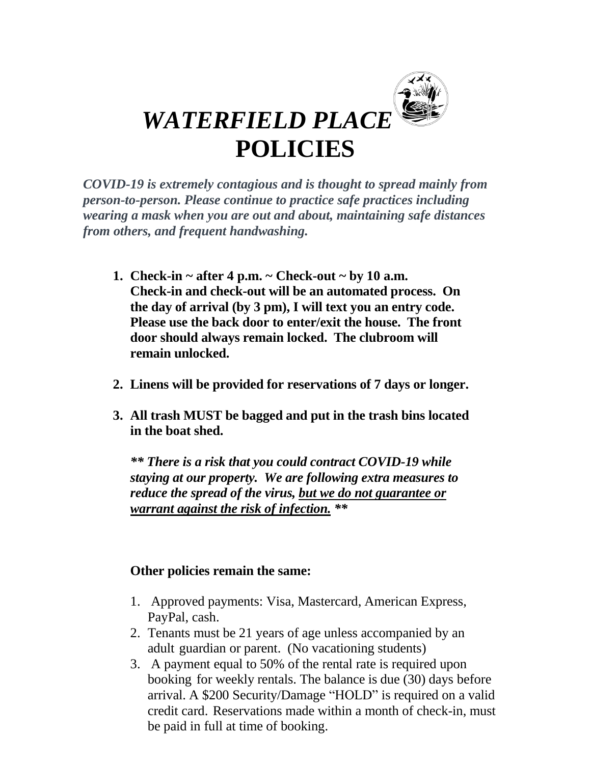# *WATERFIELD PLACE*
# POLICIES

***COVID-19 is extremely contagious and is thought to spread mainly from person-to-person. Please continue to practice safe practices including wearing a mask when you are out and about, maintaining safe distances from others, and frequent handwashing.***

1. **Check-in ~ after 4 p.m. ~ Check-out ~ by 10 a.m. Check-in and check-out will be an automated process. On the day of arrival (by 3 pm), I will text you an entry code. Please use the back door to enter/exit the house. The front door should always remain locked. The clubroom will remain unlocked.**

2. **Linens will be provided for reservations of 7 days or longer.**

3. **All trash MUST be bagged and put in the trash bins located in the boat shed.**

   ***** There is a risk that you could contract COVID-19 while staying at our property. We are following extra measures to reduce the spread of the virus, <u>but we do not guarantee or warrant against the risk of infection.</u> *****

**Other policies remain the same:**

1. Approved payments: Visa, Mastercard, American Express, PayPal, cash.
2. Tenants must be 21 years of age unless accompanied by an adult guardian or parent. (No vacationing students)
3. A payment equal to 50% of the rental rate is required upon booking for weekly rentals. The balance is due (30) days before arrival. A $200 Security/Damage "HOLD" is required on a valid credit card. Reservations made within a month of check-in, must be paid in full at time of booking.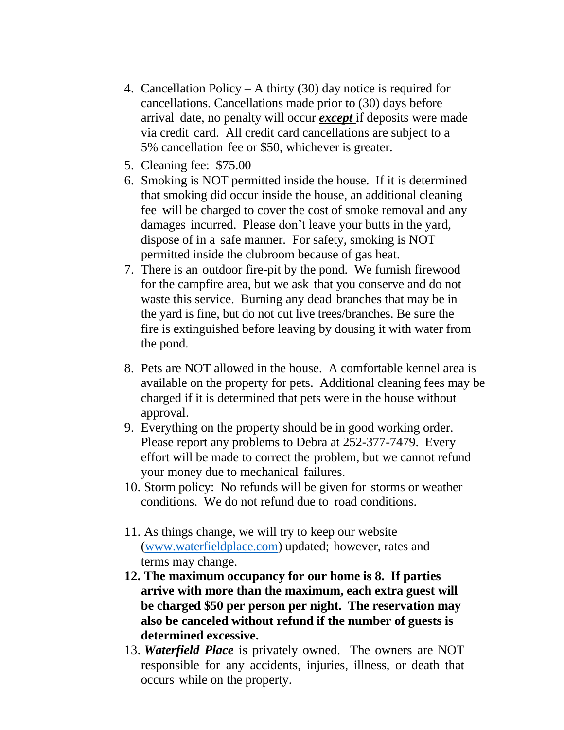4. Cancellation Policy – A thirty (30) day notice is required for cancellations. Cancellations made prior to (30) days before arrival date, no penalty will occur ***except*** if deposits were made via credit card. All credit card cancellations are subject to a 5% cancellation fee or $50, whichever is greater.
5. Cleaning fee: $75.00
6. Smoking is NOT permitted inside the house. If it is determined that smoking did occur inside the house, an additional cleaning fee will be charged to cover the cost of smoke removal and any damages incurred. Please don't leave your butts in the yard, dispose of in a safe manner. For safety, smoking is NOT permitted inside the clubroom because of gas heat.
7. There is an outdoor fire-pit by the pond. We furnish firewood for the campfire area, but we ask that you conserve and do not waste this service. Burning any dead branches that may be in the yard is fine, but do not cut live trees/branches. Be sure the fire is extinguished before leaving by dousing it with water from the pond.
8. Pets are NOT allowed in the house. A comfortable kennel area is available on the property for pets. Additional cleaning fees may be charged if it is determined that pets were in the house without approval.
9. Everything on the property should be in good working order. Please report any problems to Debra at 252-377-7479. Every effort will be made to correct the problem, but we cannot refund your money due to mechanical failures.
10. Storm policy: No refunds will be given for storms or weather conditions. We do not refund due to road conditions.
11. As things change, we will try to keep our website ([www.waterfieldplace.com](http://www.waterfieldplace.com)) updated; however, rates and terms may change.
12. **The maximum occupancy for our home is 8. If parties arrive with more than the maximum, each extra guest will be charged $50 per person per night. The reservation may also be canceled without refund if the number of guests is determined excessive.**
13. ***Waterfield Place*** is privately owned. The owners are NOT responsible for any accidents, injuries, illness, or death that occurs while on the property.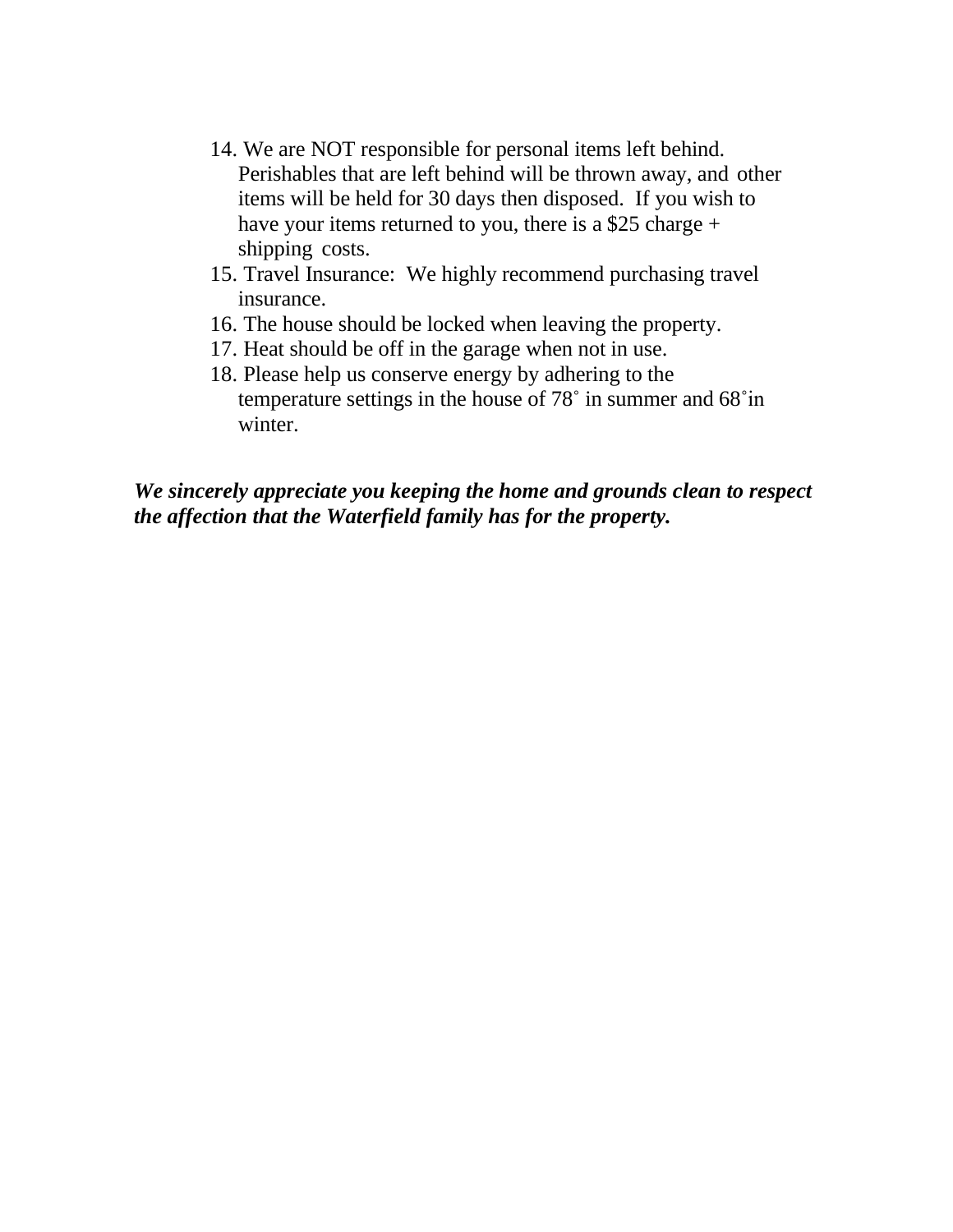14. We are NOT responsible for personal items left behind. Perishables that are left behind will be thrown away, and other items will be held for 30 days then disposed. If you wish to have your items returned to you, there is a $25 charge + shipping costs.
15. Travel Insurance: We highly recommend purchasing travel insurance.
16. The house should be locked when leaving the property.
17. Heat should be off in the garage when not in use.
18. Please help us conserve energy by adhering to the temperature settings in the house of 78˚ in summer and 68˚in winter.

***We sincerely appreciate you keeping the home and grounds clean to respect the affection that the Waterfield family has for the property.***